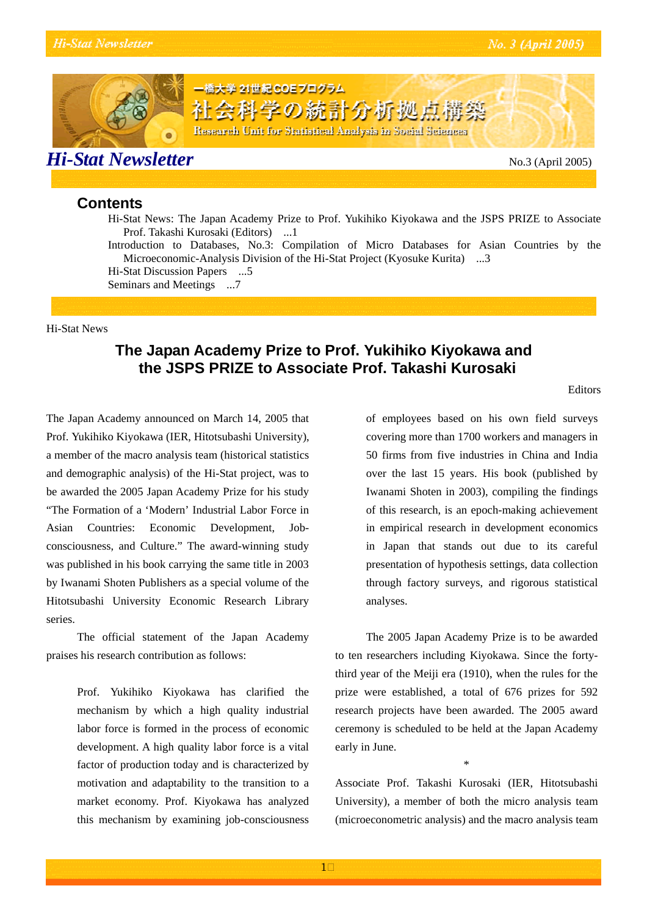# *Hi-Stat Newsletter*

No.3 (April 2005)

## Contents

Hi-Stat News: The Japan Academy Prize to Prof. Yukihiko Kiyokawa and the JSPS PRIZE to Associate Prof. Takashi Kurosaki (Editors) ...1

Introduction to Databases, No.3: Compilation of Micro Databases for Asian Countries by the Microeconomic-Analysis Division of the Hi-Stat Project (Kyosuke Kurita) ...3

Hi-Stat Discussion Papers ...5

Seminars and Meetings ...7

Hi-Stat News

## The Japan Academy Prize to Prof. Yukihiko Kiyokawa and the JSPS PRIZE to Associate Prof. Takashi Kurosaki

Editors

The Japan Academy announced on March 14, 2005 that Prof. Yukihiko Kiyokawa (IER, Hitotsubashi University), a member of the macro analysis team (historical statistics and demographic analysis) of the Hi-Stat project, was to be awarded the 2005 Japan Academy Prize for his study "The Formation of a 'Modern' Industrial Labor Force in Asian Countries: Economic Development, Job-consciousness, and Culture." The award-winning study was published in his book carrying the same title in 2003 by Iwanami Shoten Publishers as a special volume of the Hitotsubashi University Economic Research Library series.

The official statement of the Japan Academy praises his research contribution as follows:

> Prof. Yukihiko Kiyokawa has clarified the mechanism by which a high quality industrial labor force is formed in the process of economic development. A high quality labor force is a vital factor of production today and is characterized by motivation and adaptability to the transition to a market economy. Prof. Kiyokawa has analyzed this mechanism by examining job-consciousness of employees based on his own field surveys covering more than 1700 workers and managers in 50 firms from five industries in China and India over the last 15 years. His book (published by Iwanami Shoten in 2003), compiling the findings of this research, is an epoch-making achievement in empirical research in development economics in Japan that stands out due to its careful presentation of hypothesis settings, data collection through factory surveys, and rigorous statistical analyses.

The 2005 Japan Academy Prize is to be awarded to ten researchers including Kiyokawa. Since the forty-third year of the Meiji era (1910), when the rules for the prize were established, a total of 676 prizes for 592 research projects have been awarded. The 2005 award ceremony is scheduled to be held at the Japan Academy early in June.

*

Associate Prof. Takashi Kurosaki (IER, Hitotsubashi University), a member of both the micro analysis team (microeconometric analysis) and the macro analysis team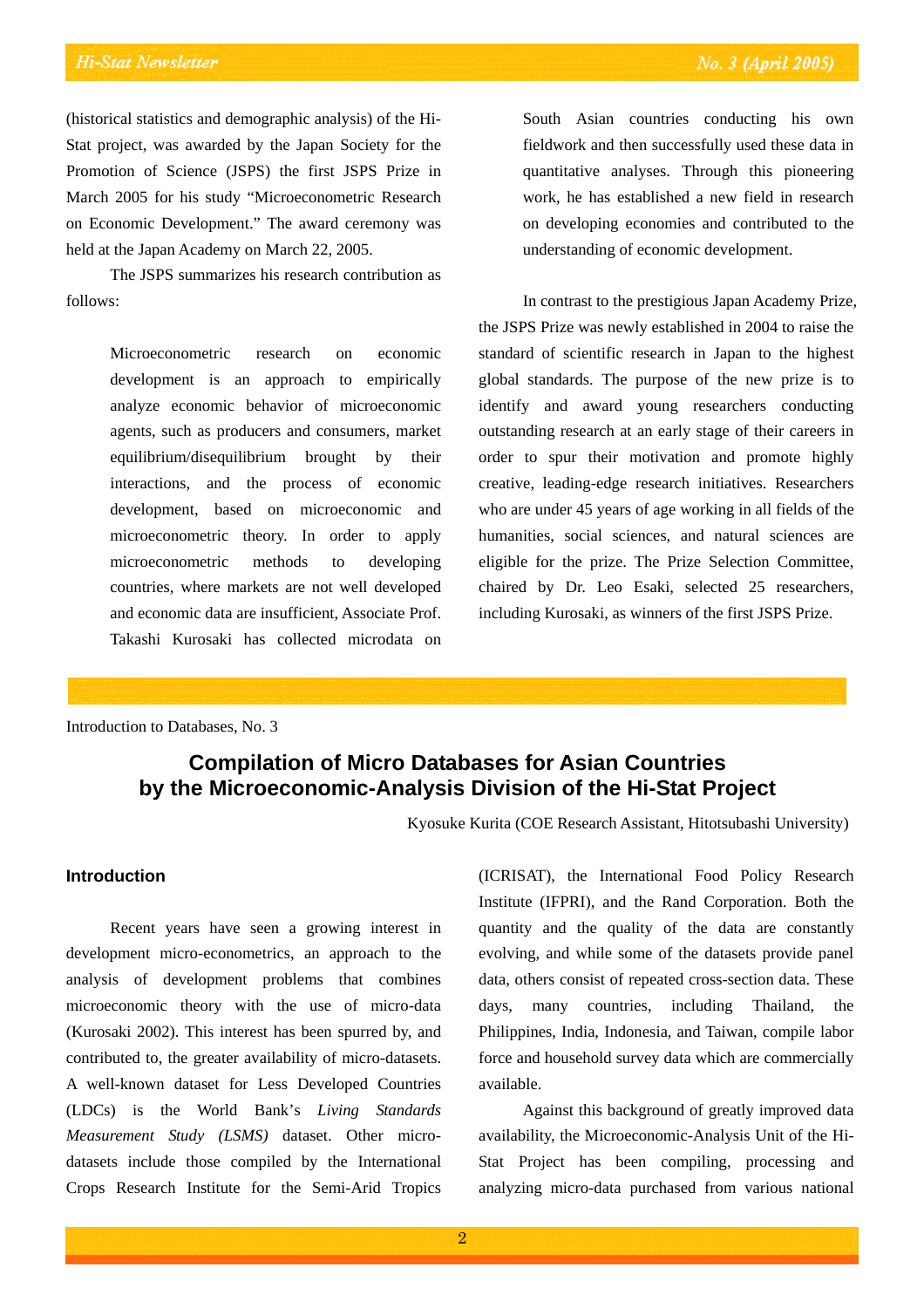(historical statistics and demographic analysis) of the Hi-Stat project, was awarded by the Japan Society for the Promotion of Science (JSPS) the first JSPS Prize in March 2005 for his study "Microeconometric Research on Economic Development." The award ceremony was held at the Japan Academy on March 22, 2005.

The JSPS summarizes his research contribution as follows:

> Microeconometric research on economic development is an approach to empirically analyze economic behavior of microeconomic agents, such as producers and consumers, market equilibrium/disequilibrium brought by their interactions, and the process of economic development, based on microeconomic and microeconometric theory. In order to apply microeconometric methods to developing countries, where markets are not well developed and economic data are insufficient, Associate Prof. Takashi Kurosaki has collected microdata on South Asian countries conducting his own fieldwork and then successfully used these data in quantitative analyses. Through this pioneering work, he has established a new field in research on developing economies and contributed to the understanding of economic development.

In contrast to the prestigious Japan Academy Prize, the JSPS Prize was newly established in 2004 to raise the standard of scientific research in Japan to the highest global standards. The purpose of the new prize is to identify and award young researchers conducting outstanding research at an early stage of their careers in order to spur their motivation and promote highly creative, leading-edge research initiatives. Researchers who are under 45 years of age working in all fields of the humanities, social sciences, and natural sciences are eligible for the prize. The Prize Selection Committee, chaired by Dr. Leo Esaki, selected 25 researchers, including Kurosaki, as winners of the first JSPS Prize.

---

Introduction to Databases, No. 3

# Compilation of Micro Databases for Asian Countries by the Microeconomic-Analysis Division of the Hi-Stat Project

Kyosuke Kurita (COE Research Assistant, Hitotsubashi University)

## Introduction

Recent years have seen a growing interest in development micro-econometrics, an approach to the analysis of development problems that combines microeconomic theory with the use of micro-data (Kurosaki 2002). This interest has been spurred by, and contributed to, the greater availability of micro-datasets. A well-known dataset for Less Developed Countries (LDCs) is the World Bank's *Living Standards Measurement Study (LSMS)* dataset. Other micro-datasets include those compiled by the International Crops Research Institute for the Semi-Arid Tropics (ICRISAT), the International Food Policy Research Institute (IFPRI), and the Rand Corporation. Both the quantity and the quality of the data are constantly evolving, and while some of the datasets provide panel data, others consist of repeated cross-section data. These days, many countries, including Thailand, the Philippines, India, Indonesia, and Taiwan, compile labor force and household survey data which are commercially available.

Against this background of greatly improved data availability, the Microeconomic-Analysis Unit of the Hi-Stat Project has been compiling, processing and analyzing micro-data purchased from various national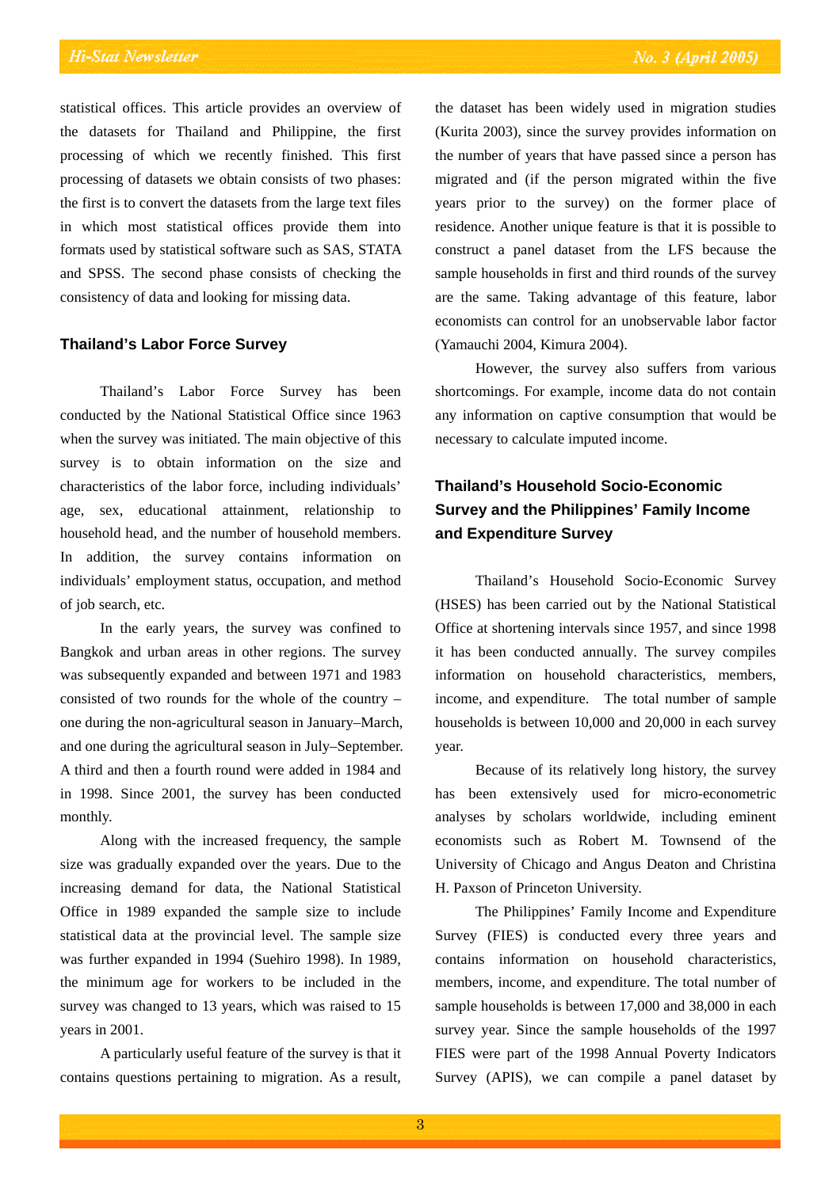statistical offices. This article provides an overview of the datasets for Thailand and Philippine, the first processing of which we recently finished. This first processing of datasets we obtain consists of two phases: the first is to convert the datasets from the large text files in which most statistical offices provide them into formats used by statistical software such as SAS, STATA and SPSS. The second phase consists of checking the consistency of data and looking for missing data.

### Thailand's Labor Force Survey

Thailand's Labor Force Survey has been conducted by the National Statistical Office since 1963 when the survey was initiated. The main objective of this survey is to obtain information on the size and characteristics of the labor force, including individuals' age, sex, educational attainment, relationship to household head, and the number of household members. In addition, the survey contains information on individuals' employment status, occupation, and method of job search, etc.

In the early years, the survey was confined to Bangkok and urban areas in other regions. The survey was subsequently expanded and between 1971 and 1983 consisted of two rounds for the whole of the country – one during the non-agricultural season in January–March, and one during the agricultural season in July–September. A third and then a fourth round were added in 1984 and in 1998. Since 2001, the survey has been conducted monthly.

Along with the increased frequency, the sample size was gradually expanded over the years. Due to the increasing demand for data, the National Statistical Office in 1989 expanded the sample size to include statistical data at the provincial level. The sample size was further expanded in 1994 (Suehiro 1998). In 1989, the minimum age for workers to be included in the survey was changed to 13 years, which was raised to 15 years in 2001.

A particularly useful feature of the survey is that it contains questions pertaining to migration. As a result, the dataset has been widely used in migration studies (Kurita 2003), since the survey provides information on the number of years that have passed since a person has migrated and (if the person migrated within the five years prior to the survey) on the former place of residence. Another unique feature is that it is possible to construct a panel dataset from the LFS because the sample households in first and third rounds of the survey are the same. Taking advantage of this feature, labor economists can control for an unobservable labor factor (Yamauchi 2004, Kimura 2004).

However, the survey also suffers from various shortcomings. For example, income data do not contain any information on captive consumption that would be necessary to calculate imputed income.

### Thailand's Household Socio-Economic Survey and the Philippines' Family Income and Expenditure Survey

Thailand's Household Socio-Economic Survey (HSES) has been carried out by the National Statistical Office at shortening intervals since 1957, and since 1998 it has been conducted annually. The survey compiles information on household characteristics, members, income, and expenditure. The total number of sample households is between 10,000 and 20,000 in each survey year.

Because of its relatively long history, the survey has been extensively used for micro-econometric analyses by scholars worldwide, including eminent economists such as Robert M. Townsend of the University of Chicago and Angus Deaton and Christina H. Paxson of Princeton University.

The Philippines' Family Income and Expenditure Survey (FIES) is conducted every three years and contains information on household characteristics, members, income, and expenditure. The total number of sample households is between 17,000 and 38,000 in each survey year. Since the sample households of the 1997 FIES were part of the 1998 Annual Poverty Indicators Survey (APIS), we can compile a panel dataset by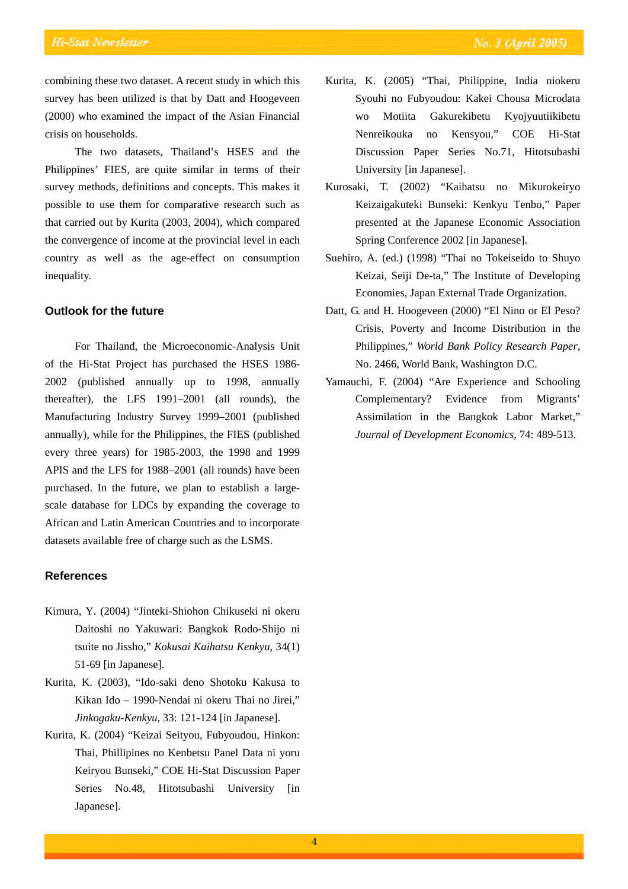combining these two dataset. A recent study in which this survey has been utilized is that by Datt and Hoogeveen (2000) who examined the impact of the Asian Financial crisis on households.

The two datasets, Thailand's HSES and the Philippines' FIES, are quite similar in terms of their survey methods, definitions and concepts. This makes it possible to use them for comparative research such as that carried out by Kurita (2003, 2004), which compared the convergence of income at the provincial level in each country as well as the age-effect on consumption inequality.

### Outlook for the future

For Thailand, the Microeconomic-Analysis Unit of the Hi-Stat Project has purchased the HSES 1986-2002 (published annually up to 1998, annually thereafter), the LFS 1991–2001 (all rounds), the Manufacturing Industry Survey 1999–2001 (published annually), while for the Philippines, the FIES (published every three years) for 1985-2003, the 1998 and 1999 APIS and the LFS for 1988–2001 (all rounds) have been purchased. In the future, we plan to establish a large-scale database for LDCs by expanding the coverage to African and Latin American Countries and to incorporate datasets available free of charge such as the LSMS.

### References

Kimura, Y. (2004) "Jinteki-Shiohon Chikuseki ni okeru Daitoshi no Yakuwari: Bangkok Rodo-Shijo ni tsuite no Jissho," *Kokusai Kaihatsu Kenkyu*, 34(1) 51-69 [in Japanese].

Kurita, K. (2003), "Ido-saki deno Shotoku Kakusa to Kikan Ido – 1990-Nendai ni okeru Thai no Jirei," *Jinkogaku-Kenkyu*, 33: 121-124 [in Japanese].

Kurita, K. (2004) "Keizai Seityou, Fubyoudou, Hinkon: Thai, Phillipines no Kenbetsu Panel Data ni yoru Keiryou Bunseki," COE Hi-Stat Discussion Paper Series No.48, Hitotsubashi University [in Japanese].

Kurita, K. (2005) "Thai, Philippine, India niokeru Syouhi no Fubyoudou: Kakei Chousa Microdata wo Motiita Gakurekibetu Kyojyuutiikibetu Nenreikouka no Kensyou," COE Hi-Stat Discussion Paper Series No.71, Hitotsubashi University [in Japanese].

Kurosaki, T. (2002) "Kaihatsu no Mikurokeiryo Keizaigakuteki Bunseki: Kenkyu Tenbo," Paper presented at the Japanese Economic Association Spring Conference 2002 [in Japanese].

Suehiro, A. (ed.) (1998) "Thai no Tokeiseido to Shuyo Keizai, Seiji De-ta," The Institute of Developing Economies, Japan External Trade Organization.

Datt, G. and H. Hoogeveen (2000) "El Nino or El Peso? Crisis, Poverty and Income Distribution in the Philippines," *World Bank Policy Research Paper*, No. 2466, World Bank, Washington D.C.

Yamauchi, F. (2004) "Are Experience and Schooling Complementary? Evidence from Migrants' Assimilation in the Bangkok Labor Market," *Journal of Development Economics*, 74: 489-513.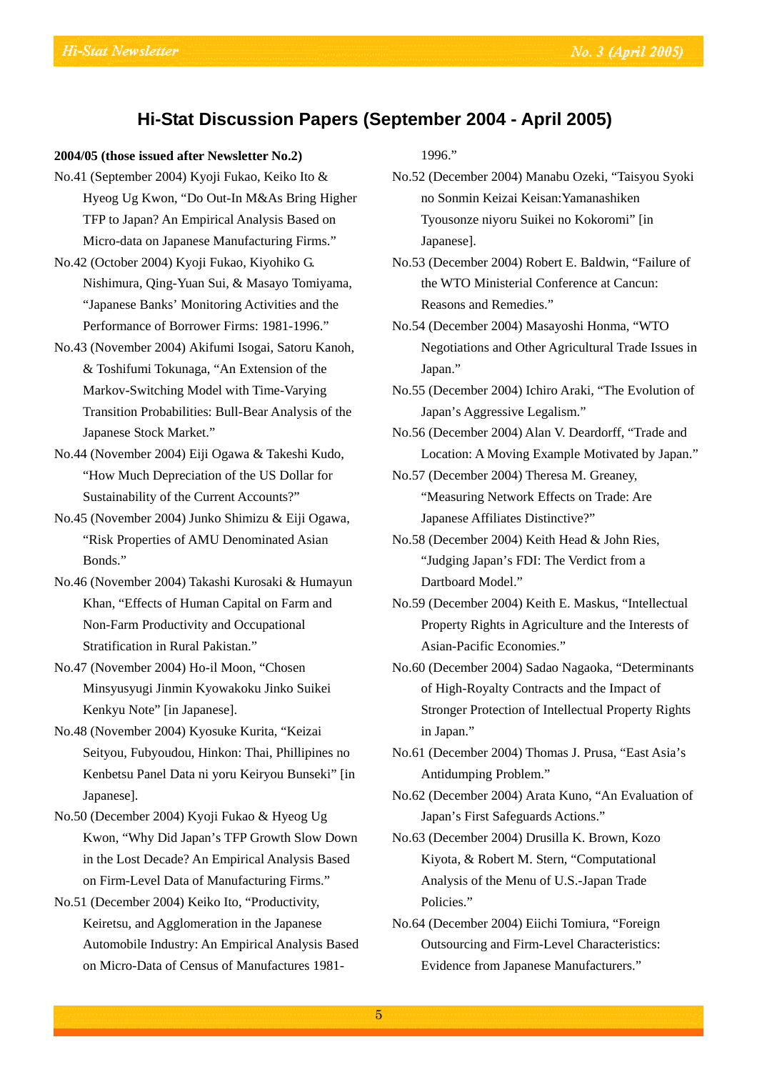## Hi-Stat Discussion Papers (September 2004 - April 2005)

**2004/05 (those issued after Newsletter No.2)**

No.41 (September 2004) Kyoji Fukao, Keiko Ito & Hyeog Ug Kwon, "Do Out-In M&As Bring Higher TFP to Japan? An Empirical Analysis Based on Micro-data on Japanese Manufacturing Firms."

No.42 (October 2004) Kyoji Fukao, Kiyohiko G. Nishimura, Qing-Yuan Sui, & Masayo Tomiyama, "Japanese Banks' Monitoring Activities and the Performance of Borrower Firms: 1981-1996."

No.43 (November 2004) Akifumi Isogai, Satoru Kanoh, & Toshifumi Tokunaga, "An Extension of the Markov-Switching Model with Time-Varying Transition Probabilities: Bull-Bear Analysis of the Japanese Stock Market."

No.44 (November 2004) Eiji Ogawa & Takeshi Kudo, "How Much Depreciation of the US Dollar for Sustainability of the Current Accounts?"

No.45 (November 2004) Junko Shimizu & Eiji Ogawa, "Risk Properties of AMU Denominated Asian Bonds."

No.46 (November 2004) Takashi Kurosaki & Humayun Khan, "Effects of Human Capital on Farm and Non-Farm Productivity and Occupational Stratification in Rural Pakistan."

No.47 (November 2004) Ho-il Moon, "Chosen Minsyusyugi Jinmin Kyowakoku Jinko Suikei Kenkyu Note" [in Japanese].

No.48 (November 2004) Kyosuke Kurita, "Keizai Seityou, Fubyoudou, Hinkon: Thai, Phillipines no Kenbetsu Panel Data ni yoru Keiryou Bunseki" [in Japanese].

No.50 (December 2004) Kyoji Fukao & Hyeog Ug Kwon, "Why Did Japan's TFP Growth Slow Down in the Lost Decade? An Empirical Analysis Based on Firm-Level Data of Manufacturing Firms."

No.51 (December 2004) Keiko Ito, "Productivity, Keiretsu, and Agglomeration in the Japanese Automobile Industry: An Empirical Analysis Based on Micro-Data of Census of Manufactures 1981-1996."

No.52 (December 2004) Manabu Ozeki, "Taisyou Syoki no Sonmin Keizai Keisan:Yamanashiken Tyousonze niyoru Suikei no Kokoromi" [in Japanese].

No.53 (December 2004) Robert E. Baldwin, "Failure of the WTO Ministerial Conference at Cancun: Reasons and Remedies."

No.54 (December 2004) Masayoshi Honma, "WTO Negotiations and Other Agricultural Trade Issues in Japan."

No.55 (December 2004) Ichiro Araki, "The Evolution of Japan's Aggressive Legalism."

No.56 (December 2004) Alan V. Deardorff, "Trade and Location: A Moving Example Motivated by Japan."

No.57 (December 2004) Theresa M. Greaney, "Measuring Network Effects on Trade: Are Japanese Affiliates Distinctive?"

No.58 (December 2004) Keith Head & John Ries, "Judging Japan's FDI: The Verdict from a Dartboard Model."

No.59 (December 2004) Keith E. Maskus, "Intellectual Property Rights in Agriculture and the Interests of Asian-Pacific Economies."

No.60 (December 2004) Sadao Nagaoka, "Determinants of High-Royalty Contracts and the Impact of Stronger Protection of Intellectual Property Rights in Japan."

No.61 (December 2004) Thomas J. Prusa, "East Asia's Antidumping Problem."

No.62 (December 2004) Arata Kuno, "An Evaluation of Japan's First Safeguards Actions."

No.63 (December 2004) Drusilla K. Brown, Kozo Kiyota, & Robert M. Stern, "Computational Analysis of the Menu of U.S.-Japan Trade Policies."

No.64 (December 2004) Eiichi Tomiura, "Foreign Outsourcing and Firm-Level Characteristics: Evidence from Japanese Manufacturers."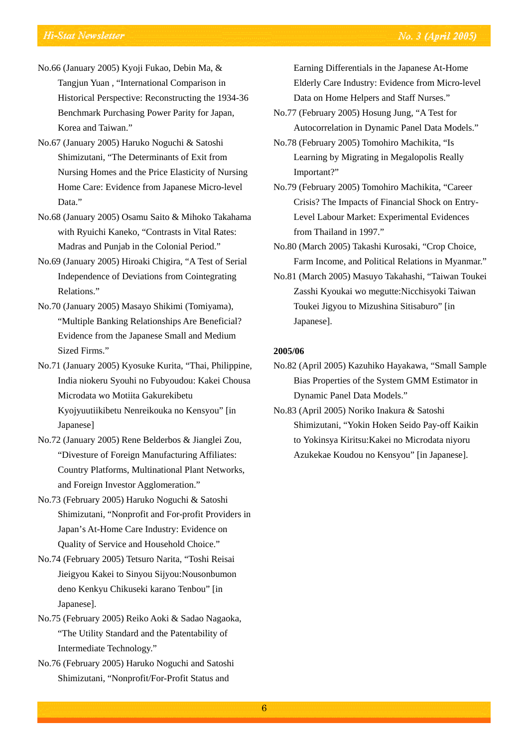No.66 (January 2005) Kyoji Fukao, Debin Ma, & Tangjun Yuan , "International Comparison in Historical Perspective: Reconstructing the 1934-36 Benchmark Purchasing Power Parity for Japan, Korea and Taiwan."

No.67 (January 2005) Haruko Noguchi & Satoshi Shimizutani, "The Determinants of Exit from Nursing Homes and the Price Elasticity of Nursing Home Care: Evidence from Japanese Micro-level Data."

No.68 (January 2005) Osamu Saito & Mihoko Takahama with Ryuichi Kaneko, "Contrasts in Vital Rates: Madras and Punjab in the Colonial Period."

No.69 (January 2005) Hiroaki Chigira, "A Test of Serial Independence of Deviations from Cointegrating Relations."

No.70 (January 2005) Masayo Shikimi (Tomiyama), "Multiple Banking Relationships Are Beneficial? Evidence from the Japanese Small and Medium Sized Firms."

No.71 (January 2005) Kyosuke Kurita, "Thai, Philippine, India niokeru Syouhi no Fubyoudou: Kakei Chousa Microdata wo Motiita Gakurekibetu Kyojyuutiikibetu Nenreikouka no Kensyou" [in Japanese]

No.72 (January 2005) Rene Belderbos & Jianglei Zou, "Divesture of Foreign Manufacturing Affiliates: Country Platforms, Multinational Plant Networks, and Foreign Investor Agglomeration."

No.73 (February 2005) Haruko Noguchi & Satoshi Shimizutani, "Nonprofit and For-profit Providers in Japan's At-Home Care Industry: Evidence on Quality of Service and Household Choice."

No.74 (February 2005) Tetsuro Narita, "Toshi Reisai Jieigyou Kakei to Sinyou Sijyou:Nousonbumon deno Kenkyu Chikuseki karano Tenbou" [in Japanese].

No.75 (February 2005) Reiko Aoki & Sadao Nagaoka, "The Utility Standard and the Patentability of Intermediate Technology."

No.76 (February 2005) Haruko Noguchi and Satoshi Shimizutani, "Nonprofit/For-Profit Status and Earning Differentials in the Japanese At-Home Elderly Care Industry: Evidence from Micro-level Data on Home Helpers and Staff Nurses."

No.77 (February 2005) Hosung Jung, "A Test for Autocorrelation in Dynamic Panel Data Models."

No.78 (February 2005) Tomohiro Machikita, "Is Learning by Migrating in Megalopolis Really Important?"

No.79 (February 2005) Tomohiro Machikita, "Career Crisis? The Impacts of Financial Shock on Entry-Level Labour Market: Experimental Evidences from Thailand in 1997."

No.80 (March 2005) Takashi Kurosaki, "Crop Choice, Farm Income, and Political Relations in Myanmar."

No.81 (March 2005) Masuyo Takahashi, "Taiwan Toukei Zasshi Kyoukai wo megutte:Nicchisyoki Taiwan Toukei Jigyou to Mizushina Sitisaburo" [in Japanese].

**2005/06**

No.82 (April 2005) Kazuhiko Hayakawa, "Small Sample Bias Properties of the System GMM Estimator in Dynamic Panel Data Models."

No.83 (April 2005) Noriko Inakura & Satoshi Shimizutani, "Yokin Hoken Seido Pay-off Kaikin to Yokinsya Kiritsu:Kakei no Microdata niyoru Azukekae Koudou no Kensyou" [in Japanese].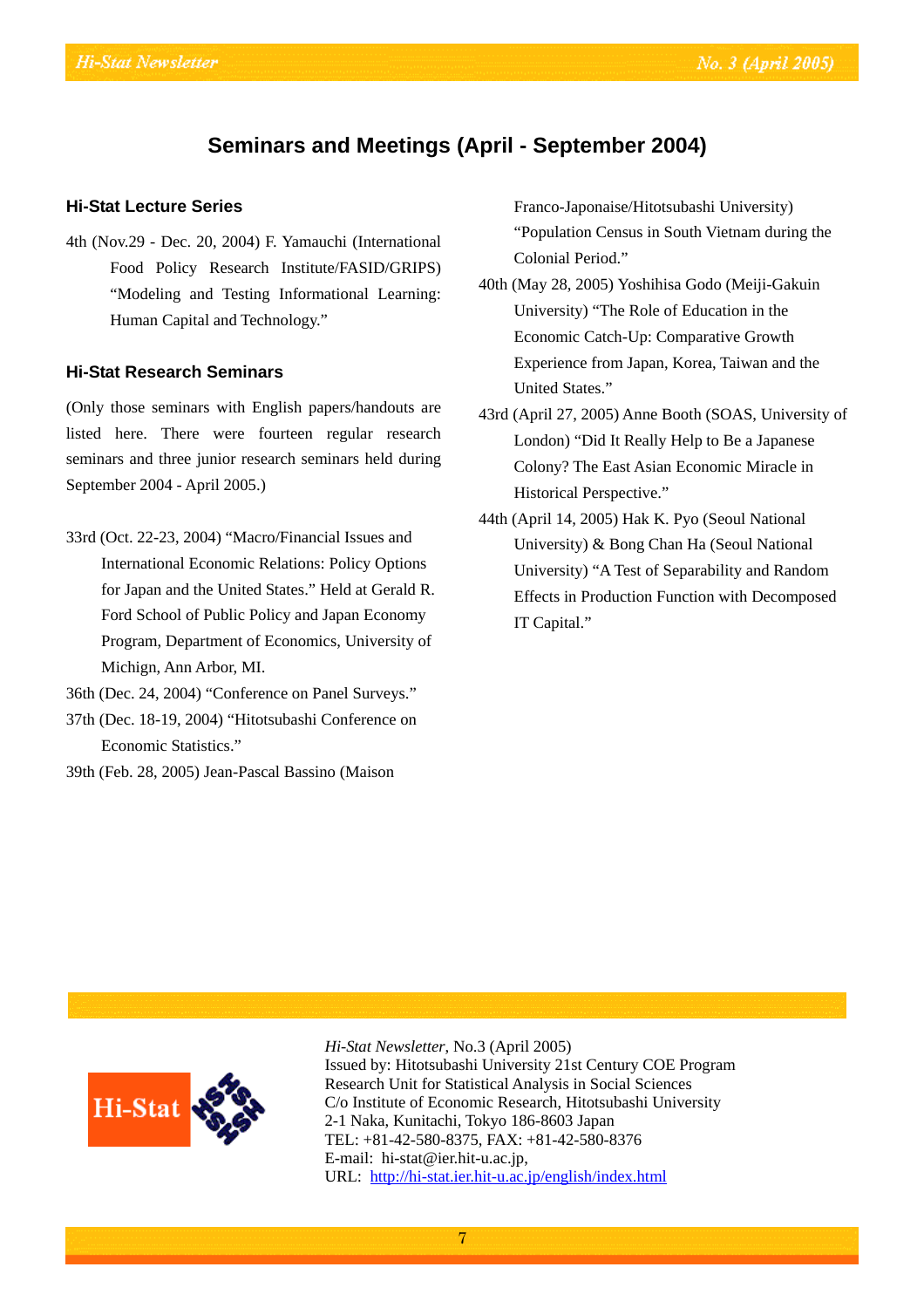## Seminars and Meetings (April - September 2004)

### Hi-Stat Lecture Series

4th (Nov.29 - Dec. 20, 2004) F. Yamauchi (International Food Policy Research Institute/FASID/GRIPS) "Modeling and Testing Informational Learning: Human Capital and Technology."

### Hi-Stat Research Seminars

(Only those seminars with English papers/handouts are listed here. There were fourteen regular research seminars and three junior research seminars held during September 2004 - April 2005.)

33rd (Oct. 22-23, 2004) "Macro/Financial Issues and International Economic Relations: Policy Options for Japan and the United States." Held at Gerald R. Ford School of Public Policy and Japan Economy Program, Department of Economics, University of Michigan, Ann Arbor, MI.

36th (Dec. 24, 2004) "Conference on Panel Surveys."

37th (Dec. 18-19, 2004) "Hitotsubashi Conference on Economic Statistics."

39th (Feb. 28, 2005) Jean-Pascal Bassino (Maison Franco-Japonaise/Hitotsubashi University) "Population Census in South Vietnam during the Colonial Period."

40th (May 28, 2005) Yoshihisa Godo (Meiji-Gakuin University) "The Role of Education in the Economic Catch-Up: Comparative Growth Experience from Japan, Korea, Taiwan and the United States."

43rd (April 27, 2005) Anne Booth (SOAS, University of London) "Did It Really Help to Be a Japanese Colony? The East Asian Economic Miracle in Historical Perspective."

44th (April 14, 2005) Hak K. Pyo (Seoul National University) & Bong Chan Ha (Seoul National University) "A Test of Separability and Random Effects in Production Function with Decomposed IT Capital."

---

*Hi-Stat Newsletter*, No.3 (April 2005)
Issued by: Hitotsubashi University 21st Century COE Program
Research Unit for Statistical Analysis in Social Sciences
C/o Institute of Economic Research, Hitotsubashi University
2-1 Naka, Kunitachi, Tokyo 186-8603 Japan
TEL: +81-42-580-8375, FAX: +81-42-580-8376
E-mail: hi-stat@ier.hit-u.ac.jp,
URL: [http://hi-stat.ier.hit-u.ac.jp/english/index.html](http://hi-stat.ier.hit-u.ac.jp/english/index.html)